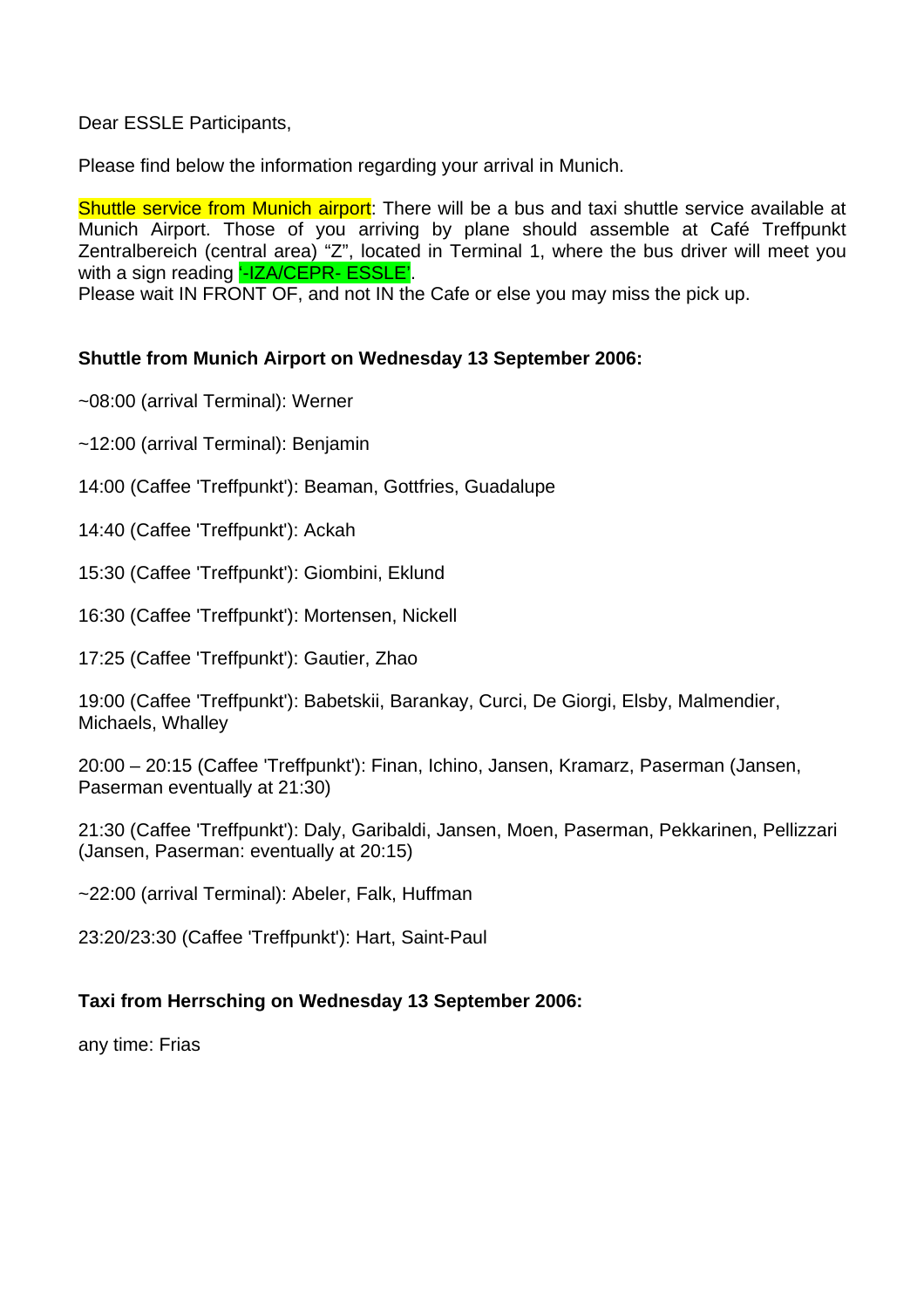Dear ESSLE Participants,

Please find below the information regarding your arrival in Munich.

Shuttle service from Munich airport: There will be a bus and taxi shuttle service available at Munich Airport. Those of you arriving by plane should assemble at Café Treffpunkt Zentralbereich (central area) “Z”, located in Terminal 1, where the bus driver will meet you with a sign reading '-IZA/CEPR- ESSLE'.
Please wait IN FRONT OF, and not IN the Cafe or else you may miss the pick up.

**Shuttle from Munich Airport on Wednesday 13 September 2006:**

~08:00 (arrival Terminal): Werner

~12:00 (arrival Terminal): Benjamin

14:00 (Caffee 'Treffpunkt'): Beaman, Gottfries, Guadalupe

14:40 (Caffee 'Treffpunkt'): Ackah

15:30 (Caffee 'Treffpunkt'): Giombini, Eklund

16:30 (Caffee 'Treffpunkt'): Mortensen, Nickell

17:25 (Caffee 'Treffpunkt'): Gautier, Zhao

19:00 (Caffee 'Treffpunkt'): Babetskii, Barankay, Curci, De Giorgi, Elsby, Malmendier, Michaels, Whalley

20:00 – 20:15 (Caffee 'Treffpunkt'): Finan, Ichino, Jansen, Kramarz, Paserman (Jansen, Paserman eventually at 21:30)

21:30 (Caffee 'Treffpunkt'): Daly, Garibaldi, Jansen, Moen, Paserman, Pekkarinen, Pellizzari (Jansen, Paserman: eventually at 20:15)

~22:00 (arrival Terminal): Abeler, Falk, Huffman

23:20/23:30 (Caffee 'Treffpunkt'): Hart, Saint-Paul

**Taxi from Herrsching on Wednesday 13 September 2006:**

any time: Frias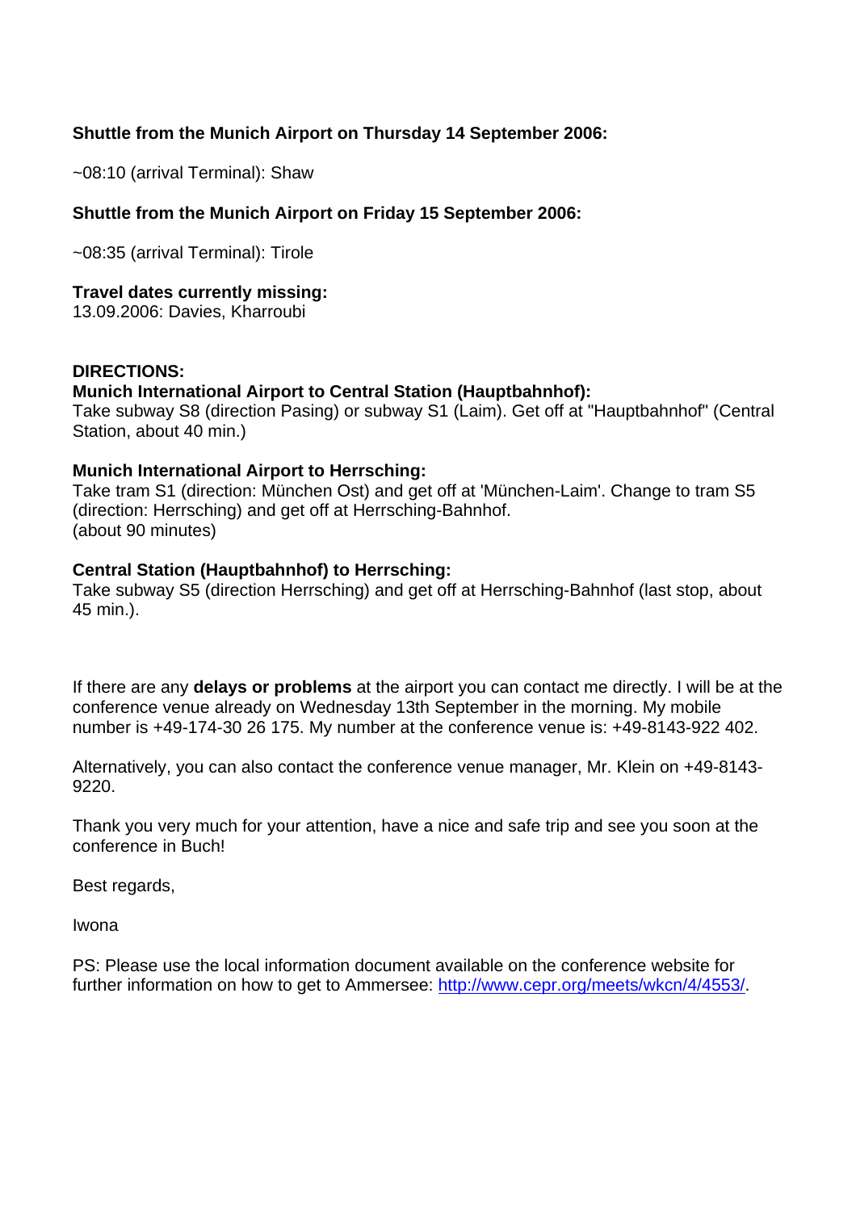**Shuttle from the Munich Airport on Thursday 14 September 2006:**

~08:10 (arrival Terminal): Shaw

**Shuttle from the Munich Airport on Friday 15 September 2006:**

~08:35 (arrival Terminal): Tirole

**Travel dates currently missing:**
13.09.2006: Davies, Kharroubi

**DIRECTIONS:**

**Munich International Airport to Central Station (Hauptbahnhof):**
Take subway S8 (direction Pasing) or subway S1 (Laim). Get off at "Hauptbahnhof" (Central Station, about 40 min.)

**Munich International Airport to Herrsching:**
Take tram S1 (direction: München Ost) and get off at 'München-Laim'. Change to tram S5 (direction: Herrsching) and get off at Herrsching-Bahnhof.
(about 90 minutes)

**Central Station (Hauptbahnhof) to Herrsching:**
Take subway S5 (direction Herrsching) and get off at Herrsching-Bahnhof (last stop, about 45 min.).

If there are any **delays or problems** at the airport you can contact me directly. I will be at the conference venue already on Wednesday 13th September in the morning. My mobile number is +49-174-30 26 175. My number at the conference venue is: +49-8143-922 402.

Alternatively, you can also contact the conference venue manager, Mr. Klein on +49-8143-9220.

Thank you very much for your attention, have a nice and safe trip and see you soon at the conference in Buch!

Best regards,

Iwona

PS: Please use the local information document available on the conference website for further information on how to get to Ammersee: [http://www.cepr.org/meets/wkcn/4/4553/](http://www.cepr.org/meets/wkcn/4/4553/).